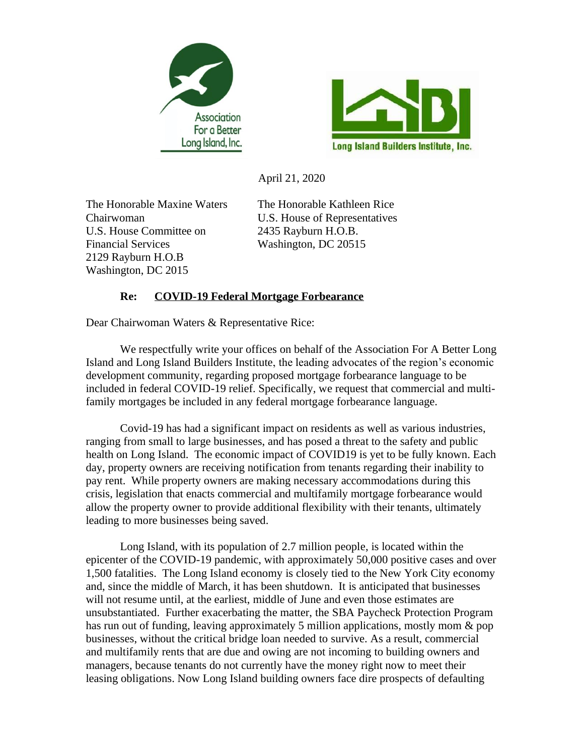Association For a Better Long Island, Inc.

Long Island Builders Institute, Inc.

April 21, 2020

The Honorable Maxine Waters
Chairwoman
U.S. House Committee on Financial Services
2129 Rayburn H.O.B
Washington, DC 2015

The Honorable Kathleen Rice
U.S. House of Representatives
2435 Rayburn H.O.B.
Washington, DC 20515

**Re: <u>COVID-19 Federal Mortgage Forbearance</u>**

Dear Chairwoman Waters & Representative Rice:

We respectfully write your offices on behalf of the Association For A Better Long Island and Long Island Builders Institute, the leading advocates of the region's economic development community, regarding proposed mortgage forbearance language to be included in federal COVID-19 relief. Specifically, we request that commercial and multi-family mortgages be included in any federal mortgage forbearance language.

Covid-19 has had a significant impact on residents as well as various industries, ranging from small to large businesses, and has posed a threat to the safety and public health on Long Island. The economic impact of COVID19 is yet to be fully known. Each day, property owners are receiving notification from tenants regarding their inability to pay rent. While property owners are making necessary accommodations during this crisis, legislation that enacts commercial and multifamily mortgage forbearance would allow the property owner to provide additional flexibility with their tenants, ultimately leading to more businesses being saved.

Long Island, with its population of 2.7 million people, is located within the epicenter of the COVID-19 pandemic, with approximately 50,000 positive cases and over 1,500 fatalities. The Long Island economy is closely tied to the New York City economy and, since the middle of March, it has been shutdown. It is anticipated that businesses will not resume until, at the earliest, middle of June and even those estimates are unsubstantiated. Further exacerbating the matter, the SBA Paycheck Protection Program has run out of funding, leaving approximately 5 million applications, mostly mom & pop businesses, without the critical bridge loan needed to survive. As a result, commercial and multifamily rents that are due and owing are not incoming to building owners and managers, because tenants do not currently have the money right now to meet their leasing obligations. Now Long Island building owners face dire prospects of defaulting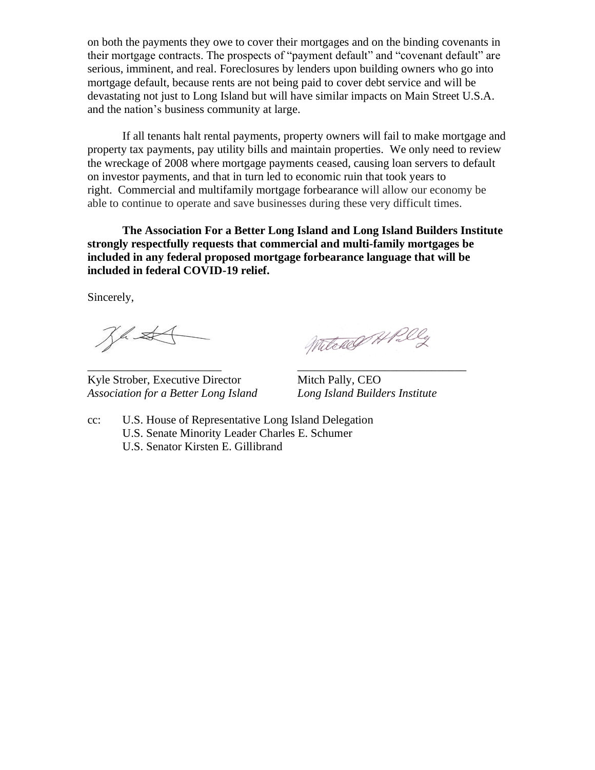on both the payments they owe to cover their mortgages and on the binding covenants in their mortgage contracts. The prospects of "payment default" and "covenant default" are serious, imminent, and real. Foreclosures by lenders upon building owners who go into mortgage default, because rents are not being paid to cover debt service and will be devastating not just to Long Island but will have similar impacts on Main Street U.S.A. and the nation's business community at large.

If all tenants halt rental payments, property owners will fail to make mortgage and property tax payments, pay utility bills and maintain properties. We only need to review the wreckage of 2008 where mortgage payments ceased, causing loan servers to default on investor payments, and that in turn led to economic ruin that took years to right. Commercial and multifamily mortgage forbearance will allow our economy be able to continue to operate and save businesses during these very difficult times.

**The Association For a Better Long Island and Long Island Builders Institute strongly respectfully requests that commercial and multi-family mortgages be included in any federal proposed mortgage forbearance language that will be included in federal COVID-19 relief.**

Sincerely,

Kyle Strober, Executive Director
*Association for a Better Long Island*

Mitch Pally, CEO
*Long Island Builders Institute*

cc: U.S. House of Representative Long Island Delegation
U.S. Senate Minority Leader Charles E. Schumer
U.S. Senator Kirsten E. Gillibrand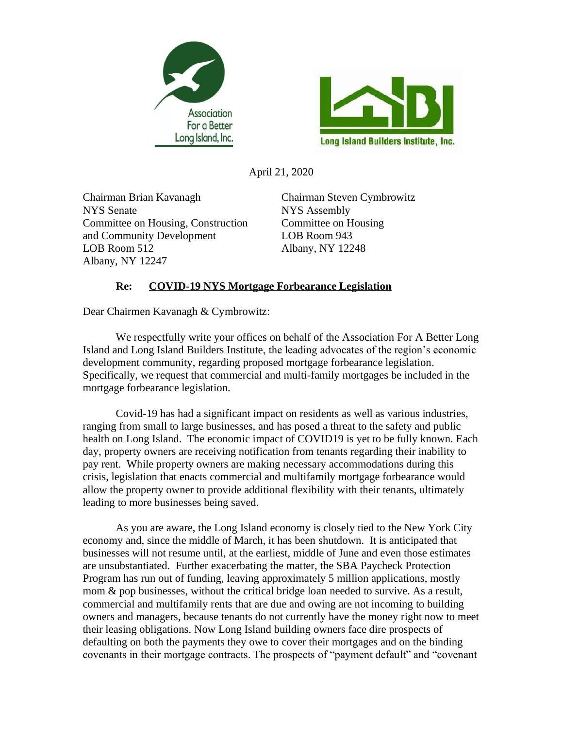Association For a Better Long Island, Inc.

Long Island Builders Institute, Inc.

April 21, 2020

Chairman Brian Kavanagh
NYS Senate
Committee on Housing, Construction and Community Development
LOB Room 512
Albany, NY 12247

Chairman Steven Cymbrowitz
NYS Assembly
Committee on Housing
LOB Room 943
Albany, NY 12248

**Re: <u>COVID-19 NYS Mortgage Forbearance Legislation</u>**

Dear Chairmen Kavanagh & Cymbrowitz:

We respectfully write your offices on behalf of the Association For A Better Long Island and Long Island Builders Institute, the leading advocates of the region's economic development community, regarding proposed mortgage forbearance legislation. Specifically, we request that commercial and multi-family mortgages be included in the mortgage forbearance legislation.

Covid-19 has had a significant impact on residents as well as various industries, ranging from small to large businesses, and has posed a threat to the safety and public health on Long Island. The economic impact of COVID19 is yet to be fully known. Each day, property owners are receiving notification from tenants regarding their inability to pay rent. While property owners are making necessary accommodations during this crisis, legislation that enacts commercial and multifamily mortgage forbearance would allow the property owner to provide additional flexibility with their tenants, ultimately leading to more businesses being saved.

As you are aware, the Long Island economy is closely tied to the New York City economy and, since the middle of March, it has been shutdown. It is anticipated that businesses will not resume until, at the earliest, middle of June and even those estimates are unsubstantiated. Further exacerbating the matter, the SBA Paycheck Protection Program has run out of funding, leaving approximately 5 million applications, mostly mom & pop businesses, without the critical bridge loan needed to survive. As a result, commercial and multifamily rents that are due and owing are not incoming to building owners and managers, because tenants do not currently have the money right now to meet their leasing obligations. Now Long Island building owners face dire prospects of defaulting on both the payments they owe to cover their mortgages and on the binding covenants in their mortgage contracts. The prospects of "payment default" and "covenant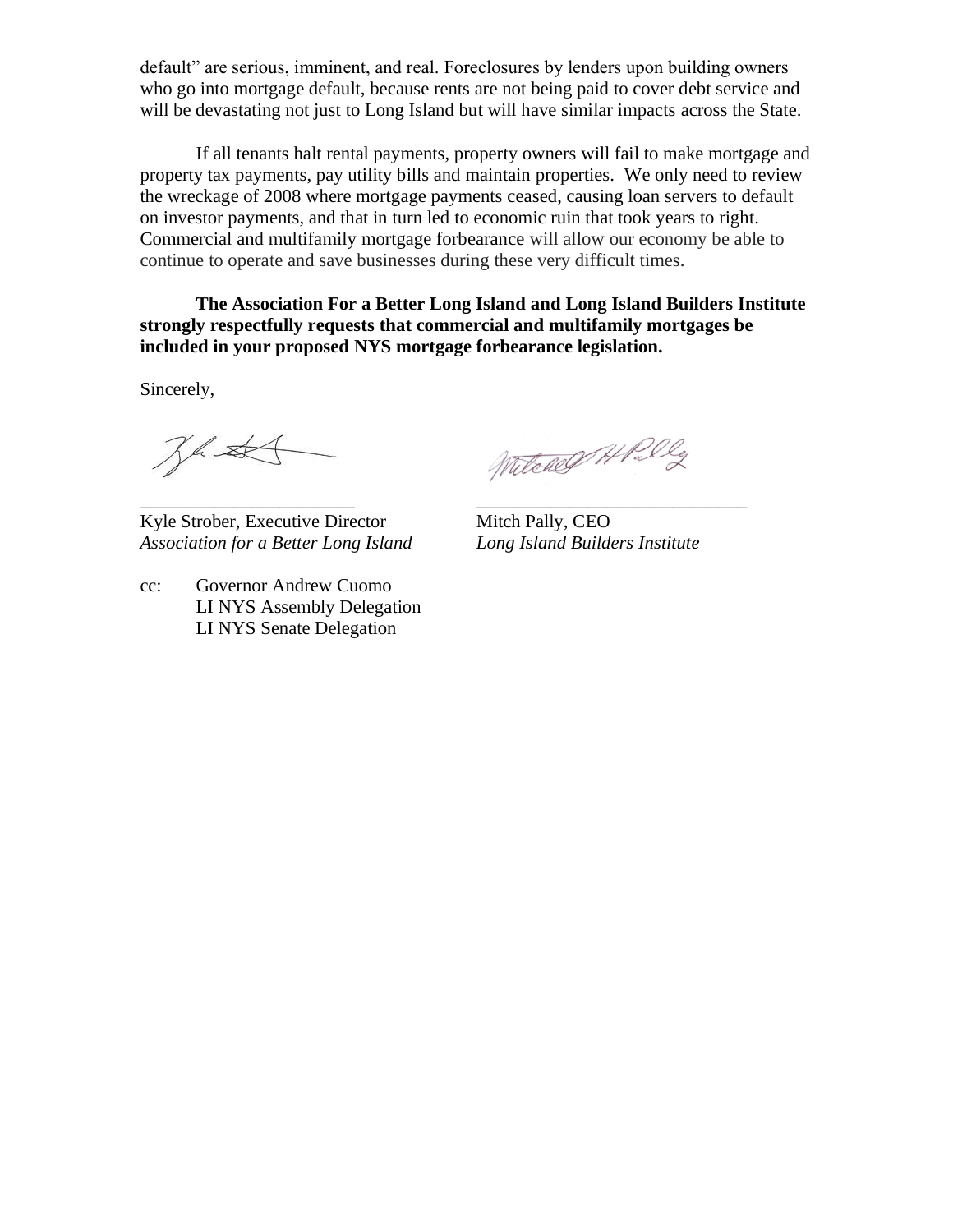default" are serious, imminent, and real. Foreclosures by lenders upon building owners who go into mortgage default, because rents are not being paid to cover debt service and will be devastating not just to Long Island but will have similar impacts across the State.

If all tenants halt rental payments, property owners will fail to make mortgage and property tax payments, pay utility bills and maintain properties. We only need to review the wreckage of 2008 where mortgage payments ceased, causing loan servers to default on investor payments, and that in turn led to economic ruin that took years to right. Commercial and multifamily mortgage forbearance will allow our economy be able to continue to operate and save businesses during these very difficult times.

**The Association For a Better Long Island and Long Island Builders Institute strongly respectfully requests that commercial and multifamily mortgages be included in your proposed NYS mortgage forbearance legislation.**

Sincerely,

Kyle Strober, Executive Director
*Association for a Better Long Island*

Mitch Pally, CEO
*Long Island Builders Institute*

cc: Governor Andrew Cuomo
LI NYS Assembly Delegation
LI NYS Senate Delegation